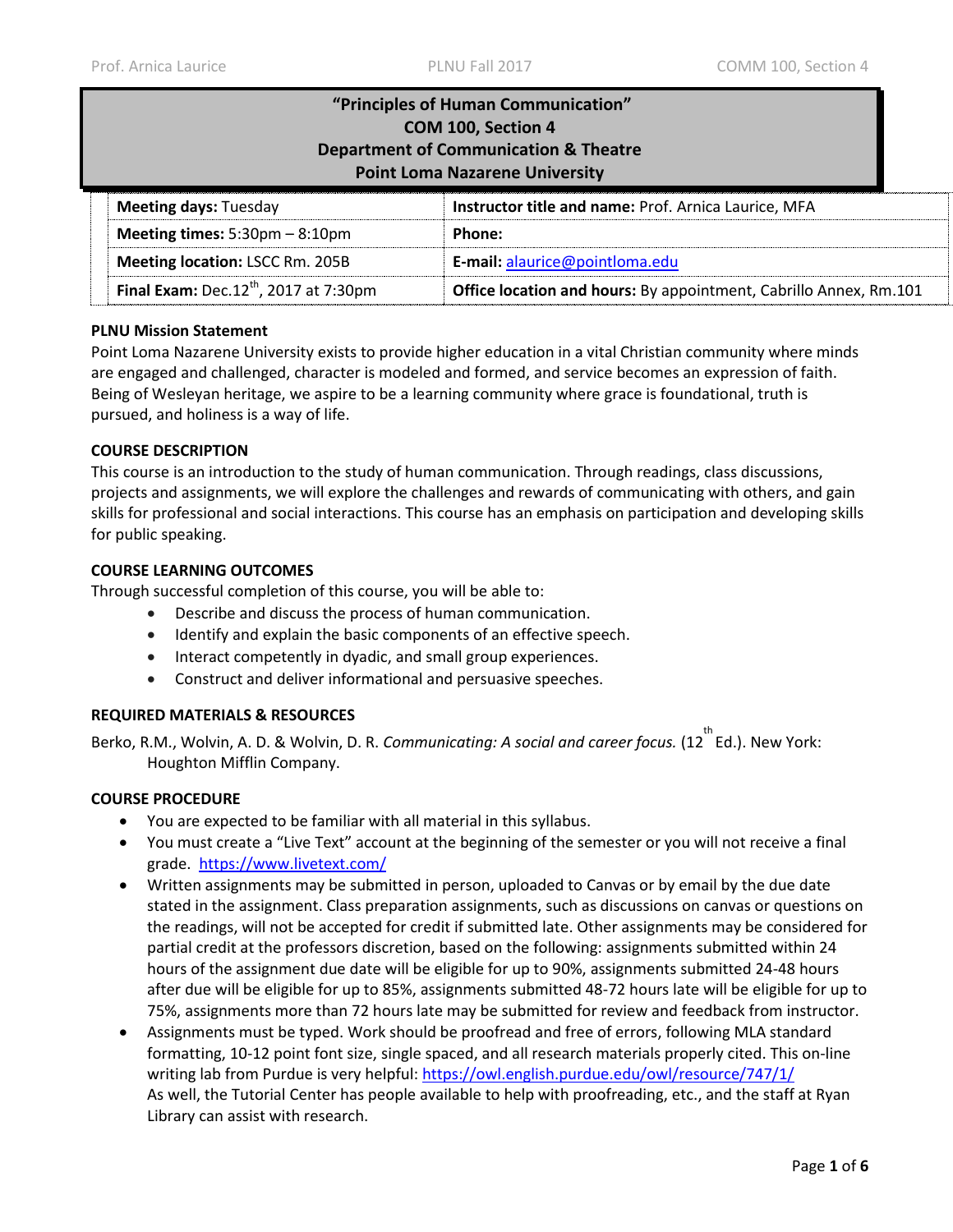# "Principles of Human Communication"
## COM 100, Section 4
## Department of Communication & Theatre
## Point Loma Nazarene University

| **Meeting days:** Tuesday | **Instructor title and name:** Prof. Arnica Laurice, MFA |
|---|---|
| **Meeting times:** 5:30pm – 8:10pm | **Phone:** |
| **Meeting location:** LSCC Rm. 205B | **E-mail:** alaurice@pointloma.edu |
| **Final Exam:** Dec.12th, 2017 at 7:30pm | **Office location and hours:** By appointment, Cabrillo Annex, Rm.101 |

**PLNU Mission Statement**

Point Loma Nazarene University exists to provide higher education in a vital Christian community where minds are engaged and challenged, character is modeled and formed, and service becomes an expression of faith. Being of Wesleyan heritage, we aspire to be a learning community where grace is foundational, truth is pursued, and holiness is a way of life.

**COURSE DESCRIPTION**

This course is an introduction to the study of human communication. Through readings, class discussions, projects and assignments, we will explore the challenges and rewards of communicating with others, and gain skills for professional and social interactions. This course has an emphasis on participation and developing skills for public speaking.

**COURSE LEARNING OUTCOMES**

Through successful completion of this course, you will be able to:

- Describe and discuss the process of human communication.
- Identify and explain the basic components of an effective speech.
- Interact competently in dyadic, and small group experiences.
- Construct and deliver informational and persuasive speeches.

**REQUIRED MATERIALS & RESOURCES**

Berko, R.M., Wolvin, A. D. & Wolvin, D. R. *Communicating: A social and career focus.* (12th Ed.). New York: Houghton Mifflin Company.

**COURSE PROCEDURE**

- You are expected to be familiar with all material in this syllabus.
- You must create a "Live Text" account at the beginning of the semester or you will not receive a final grade. https://www.livetext.com/
- Written assignments may be submitted in person, uploaded to Canvas or by email by the due date stated in the assignment. Class preparation assignments, such as discussions on canvas or questions on the readings, will not be accepted for credit if submitted late. Other assignments may be considered for partial credit at the professors discretion, based on the following: assignments submitted within 24 hours of the assignment due date will be eligible for up to 90%, assignments submitted 24-48 hours after due will be eligible for up to 85%, assignments submitted 48-72 hours late will be eligible for up to 75%, assignments more than 72 hours late may be submitted for review and feedback from instructor.
- Assignments must be typed. Work should be proofread and free of errors, following MLA standard formatting, 10-12 point font size, single spaced, and all research materials properly cited. This on-line writing lab from Purdue is very helpful: https://owl.english.purdue.edu/owl/resource/747/1/
  As well, the Tutorial Center has people available to help with proofreading, etc., and the staff at Ryan Library can assist with research.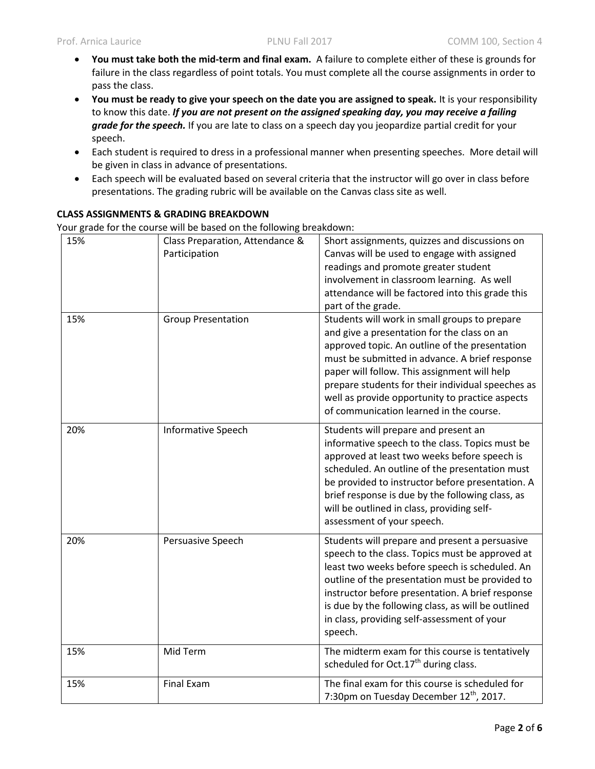- **You must take both the mid-term and final exam.** A failure to complete either of these is grounds for failure in the class regardless of point totals. You must complete all the course assignments in order to pass the class.
- **You must be ready to give your speech on the date you are assigned to speak.** It is your responsibility to know this date. ***If you are not present on the assigned speaking day, you may receive a failing grade for the speech.*** If you are late to class on a speech day you jeopardize partial credit for your speech.
- Each student is required to dress in a professional manner when presenting speeches. More detail will be given in class in advance of presentations.
- Each speech will be evaluated based on several criteria that the instructor will go over in class before presentations. The grading rubric will be available on the Canvas class site as well.

**CLASS ASSIGNMENTS & GRADING BREAKDOWN**

Your grade for the course will be based on the following breakdown:

| | | |
|---|---|---|
| 15% | Class Preparation, Attendance & Participation | Short assignments, quizzes and discussions on Canvas will be used to engage with assigned readings and promote greater student involvement in classroom learning. As well attendance will be factored into this grade this part of the grade. |
| 15% | Group Presentation | Students will work in small groups to prepare and give a presentation for the class on an approved topic. An outline of the presentation must be submitted in advance. A brief response paper will follow. This assignment will help prepare students for their individual speeches as well as provide opportunity to practice aspects of communication learned in the course. |
| 20% | Informative Speech | Students will prepare and present an informative speech to the class. Topics must be approved at least two weeks before speech is scheduled. An outline of the presentation must be provided to instructor before presentation. A brief response is due by the following class, as will be outlined in class, providing self-assessment of your speech. |
| 20% | Persuasive Speech | Students will prepare and present a persuasive speech to the class. Topics must be approved at least two weeks before speech is scheduled. An outline of the presentation must be provided to instructor before presentation. A brief response is due by the following class, as will be outlined in class, providing self-assessment of your speech. |
| 15% | Mid Term | The midterm exam for this course is tentatively scheduled for Oct.17th during class. |
| 15% | Final Exam | The final exam for this course is scheduled for 7:30pm on Tuesday December 12th, 2017. |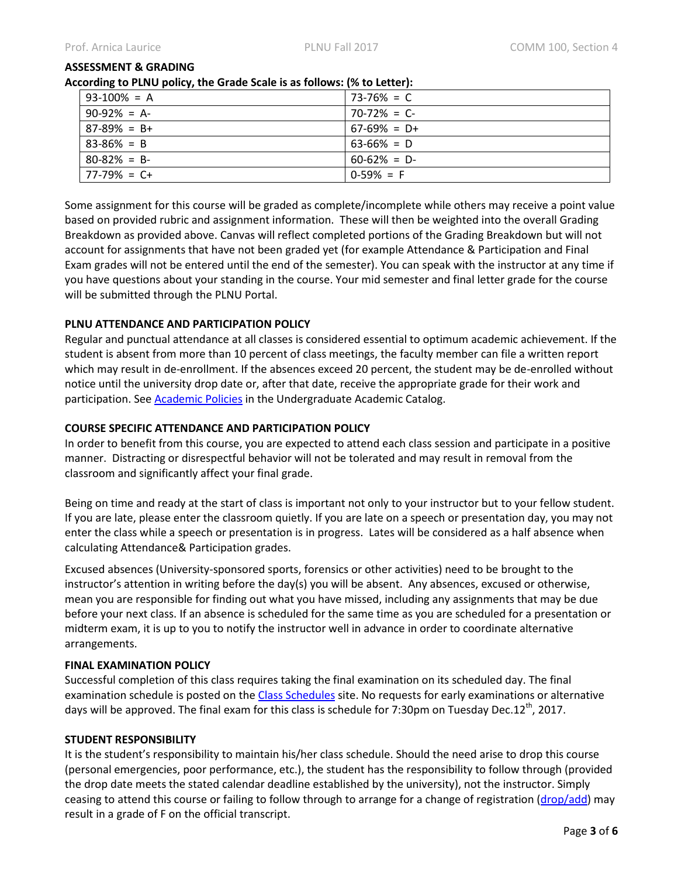**ASSESSMENT & GRADING**

**According to PLNU policy, the Grade Scale is as follows: (% to Letter):**

| | |
|---|---|
| 93-100% = A | 73-76% = C |
| 90-92% = A- | 70-72% = C- |
| 87-89% = B+ | 67-69% = D+ |
| 83-86% = B | 63-66% = D |
| 80-82% = B- | 60-62% = D- |
| 77-79% = C+ | 0-59% = F |

Some assignment for this course will be graded as complete/incomplete while others may receive a point value based on provided rubric and assignment information. These will then be weighted into the overall Grading Breakdown as provided above. Canvas will reflect completed portions of the Grading Breakdown but will not account for assignments that have not been graded yet (for example Attendance & Participation and Final Exam grades will not be entered until the end of the semester). You can speak with the instructor at any time if you have questions about your standing in the course. Your mid semester and final letter grade for the course will be submitted through the PLNU Portal.

**PLNU ATTENDANCE AND PARTICIPATION POLICY**

Regular and punctual attendance at all classes is considered essential to optimum academic achievement. If the student is absent from more than 10 percent of class meetings, the faculty member can file a written report which may result in de-enrollment. If the absences exceed 20 percent, the student may be de-enrolled without notice until the university drop date or, after that date, receive the appropriate grade for their work and participation. See Academic Policies in the Undergraduate Academic Catalog.

**COURSE SPECIFIC ATTENDANCE AND PARTICIPATION POLICY**

In order to benefit from this course, you are expected to attend each class session and participate in a positive manner. Distracting or disrespectful behavior will not be tolerated and may result in removal from the classroom and significantly affect your final grade.

Being on time and ready at the start of class is important not only to your instructor but to your fellow student. If you are late, please enter the classroom quietly. If you are late on a speech or presentation day, you may not enter the class while a speech or presentation is in progress. Lates will be considered as a half absence when calculating Attendance& Participation grades.

Excused absences (University-sponsored sports, forensics or other activities) need to be brought to the instructor's attention in writing before the day(s) you will be absent. Any absences, excused or otherwise, mean you are responsible for finding out what you have missed, including any assignments that may be due before your next class. If an absence is scheduled for the same time as you are scheduled for a presentation or midterm exam, it is up to you to notify the instructor well in advance in order to coordinate alternative arrangements.

**FINAL EXAMINATION POLICY**

Successful completion of this class requires taking the final examination on its scheduled day. The final examination schedule is posted on the Class Schedules site. No requests for early examinations or alternative days will be approved. The final exam for this class is schedule for 7:30pm on Tuesday Dec.12th, 2017.

**STUDENT RESPONSIBILITY**

It is the student's responsibility to maintain his/her class schedule. Should the need arise to drop this course (personal emergencies, poor performance, etc.), the student has the responsibility to follow through (provided the drop date meets the stated calendar deadline established by the university), not the instructor. Simply ceasing to attend this course or failing to follow through to arrange for a change of registration (drop/add) may result in a grade of F on the official transcript.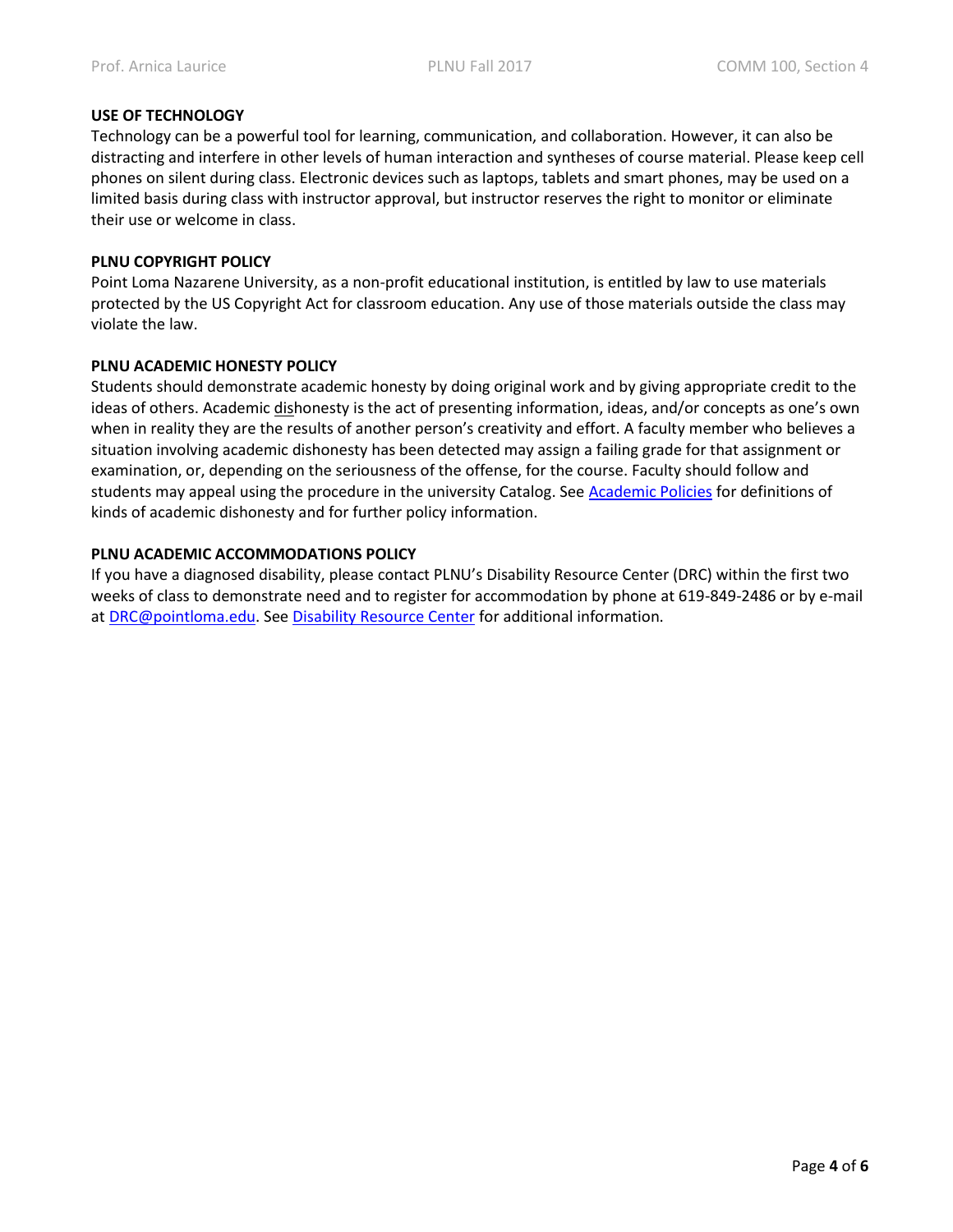**USE OF TECHNOLOGY**

Technology can be a powerful tool for learning, communication, and collaboration. However, it can also be distracting and interfere in other levels of human interaction and syntheses of course material. Please keep cell phones on silent during class. Electronic devices such as laptops, tablets and smart phones, may be used on a limited basis during class with instructor approval, but instructor reserves the right to monitor or eliminate their use or welcome in class.

**PLNU COPYRIGHT POLICY**

Point Loma Nazarene University, as a non-profit educational institution, is entitled by law to use materials protected by the US Copyright Act for classroom education. Any use of those materials outside the class may violate the law.

**PLNU ACADEMIC HONESTY POLICY**

Students should demonstrate academic honesty by doing original work and by giving appropriate credit to the ideas of others. Academic dishonesty is the act of presenting information, ideas, and/or concepts as one's own when in reality they are the results of another person's creativity and effort. A faculty member who believes a situation involving academic dishonesty has been detected may assign a failing grade for that assignment or examination, or, depending on the seriousness of the offense, for the course. Faculty should follow and students may appeal using the procedure in the university Catalog. See Academic Policies for definitions of kinds of academic dishonesty and for further policy information.

**PLNU ACADEMIC ACCOMMODATIONS POLICY**

If you have a diagnosed disability, please contact PLNU's Disability Resource Center (DRC) within the first two weeks of class to demonstrate need and to register for accommodation by phone at 619-849-2486 or by e-mail at DRC@pointloma.edu. See Disability Resource Center for additional information.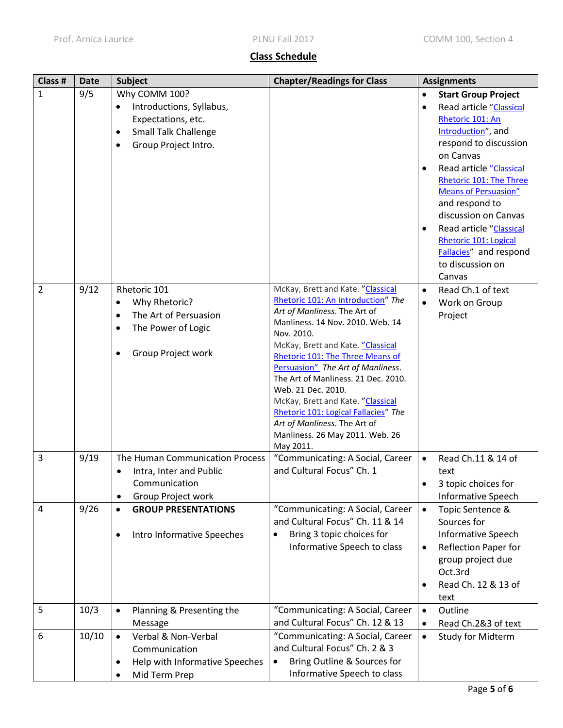## Class Schedule

| Class # | Date | Subject | Chapter/Readings for Class | Assignments |
|---|---|---|---|---|
| 1 | 9/5 | Why COMM 100?<br>• Introductions, Syllabus, Expectations, etc.<br>• Small Talk Challenge<br>• Group Project Intro. | | • **Start Group Project**<br>• Read article "Classical Rhetoric 101: An Introduction", and respond to discussion on Canvas<br>• Read article "Classical Rhetoric 101: The Three Means of Persuasion" and respond to discussion on Canvas<br>• Read article "Classical Rhetoric 101: Logical Fallacies" and respond to discussion on Canvas |
| 2 | 9/12 | Rhetoric 101<br>• Why Rhetoric?<br>• The Art of Persuasion<br>• The Power of Logic<br><br>• Group Project work | McKay, Brett and Kate. "Classical Rhetoric 101: An Introduction" *The Art of Manliness*. The Art of Manliness. 14 Nov. 2010. Web. 14 Nov. 2010.<br>McKay, Brett and Kate. "Classical Rhetoric 101: The Three Means of Persuasion" *The Art of Manliness*. The Art of Manliness. 21 Dec. 2010. Web. 21 Dec. 2010.<br>McKay, Brett and Kate. "Classical Rhetoric 101: Logical Fallacies" *The Art of Manliness*. The Art of Manliness. 26 May 2011. Web. 26 May 2011. | • Read Ch.1 of text<br>• Work on Group Project |
| 3 | 9/19 | The Human Communication Process<br>• Intra, Inter and Public Communication<br>• Group Project work | "Communicating: A Social, Career and Cultural Focus" Ch. 1 | • Read Ch.11 & 14 of text<br>• 3 topic choices for Informative Speech |
| 4 | 9/26 | • **GROUP PRESENTATIONS**<br><br>• Intro Informative Speeches | "Communicating: A Social, Career and Cultural Focus" Ch. 11 & 14<br>• Bring 3 topic choices for Informative Speech to class | • Topic Sentence & Sources for Informative Speech<br>• Reflection Paper for group project due Oct.3rd<br>• Read Ch. 12 & 13 of text |
| 5 | 10/3 | • Planning & Presenting the Message | "Communicating: A Social, Career and Cultural Focus" Ch. 12 & 13 | • Outline<br>• Read Ch.2&3 of text |
| 6 | 10/10 | • Verbal & Non-Verbal Communication<br>• Help with Informative Speeches<br>• Mid Term Prep | "Communicating: A Social, Career and Cultural Focus" Ch. 2 & 3<br>• Bring Outline & Sources for Informative Speech to class | • Study for Midterm |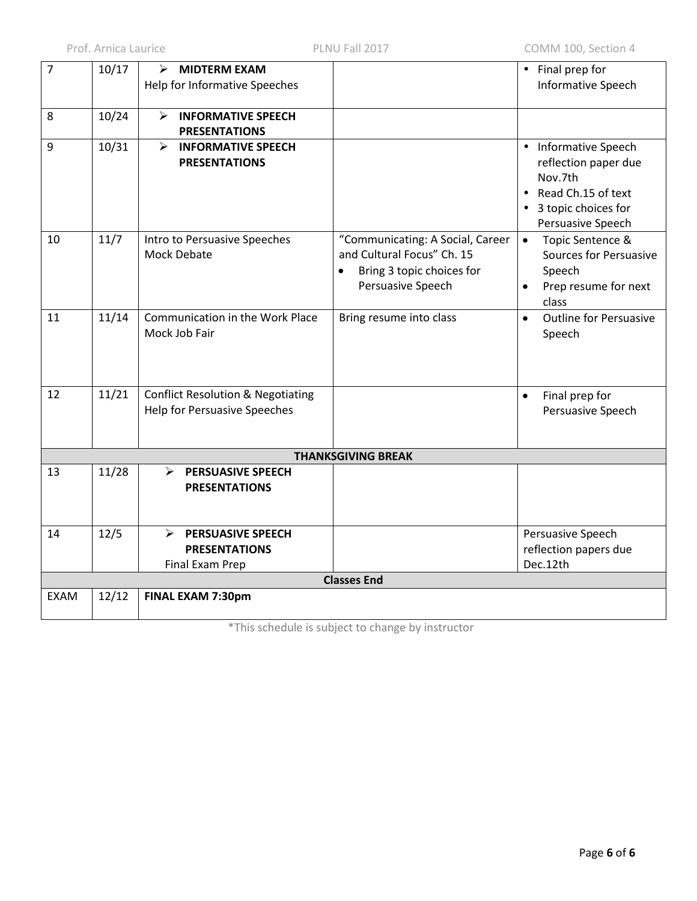| | | | | |
|---|---|---|---|---|
| 7 | 10/17 | ➢ **MIDTERM EXAM**<br>Help for Informative Speeches | | • Final prep for Informative Speech |
| 8 | 10/24 | ➢ **INFORMATIVE SPEECH PRESENTATIONS** | | |
| 9 | 10/31 | ➢ **INFORMATIVE SPEECH PRESENTATIONS** | | • Informative Speech reflection paper due Nov.7th<br>• Read Ch.15 of text<br>• 3 topic choices for Persuasive Speech |
| 10 | 11/7 | Intro to Persuasive Speeches<br>Mock Debate | "Communicating: A Social, Career and Cultural Focus" Ch. 15<br>• Bring 3 topic choices for Persuasive Speech | • Topic Sentence & Sources for Persuasive Speech<br>• Prep resume for next class |
| 11 | 11/14 | Communication in the Work Place<br>Mock Job Fair | Bring resume into class | • Outline for Persuasive Speech |
| 12 | 11/21 | Conflict Resolution & Negotiating<br>Help for Persuasive Speeches | | • Final prep for Persuasive Speech |
| **THANKSGIVING BREAK** | | | | |
| 13 | 11/28 | ➢ **PERSUASIVE SPEECH PRESENTATIONS** | | |
| 14 | 12/5 | ➢ **PERSUASIVE SPEECH PRESENTATIONS**<br>Final Exam Prep | | Persuasive Speech reflection papers due Dec.12th |
| **Classes End** | | | | |
| EXAM | 12/12 | **FINAL EXAM 7:30pm** | | |

*This schedule is subject to change by instructor